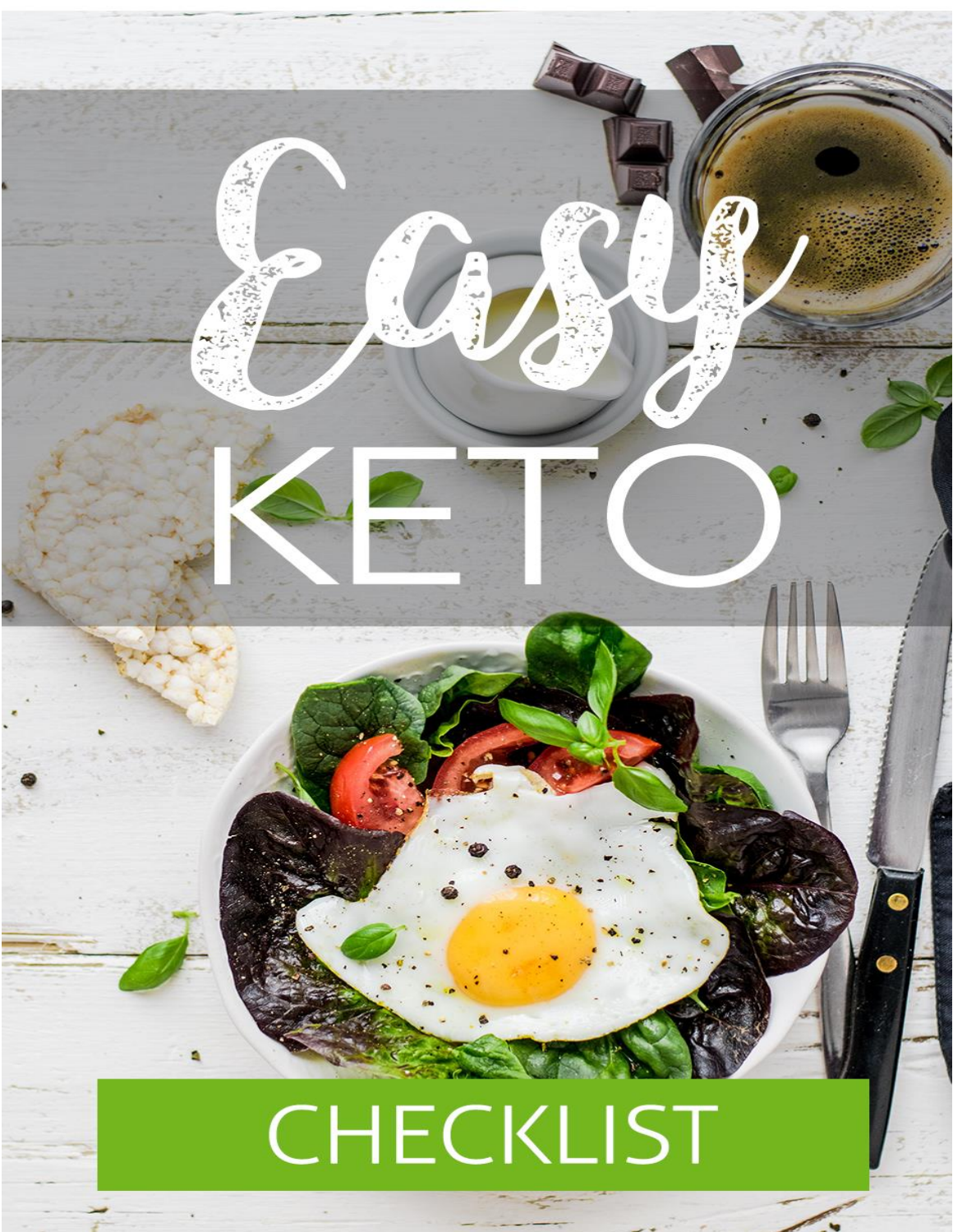# Easy KETO

## CHECKLIST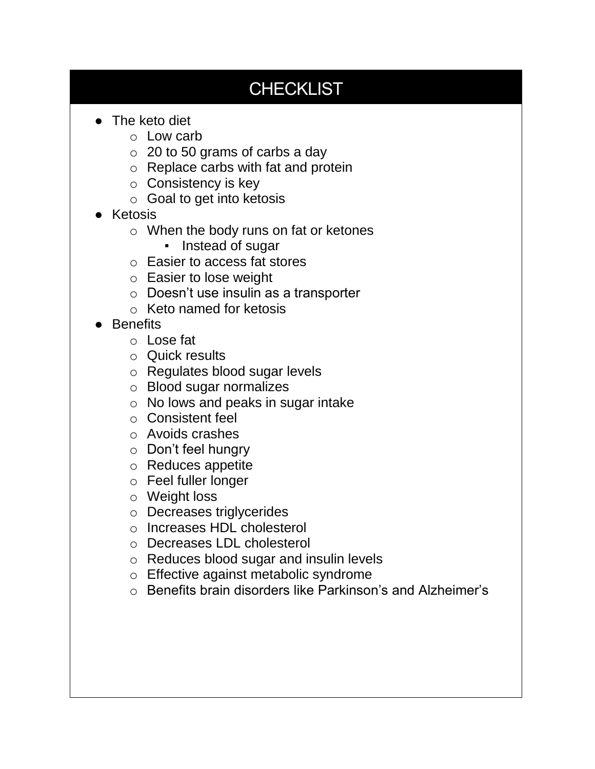# CHECKLIST

- The keto diet
    - Low carb
    - 20 to 50 grams of carbs a day
    - Replace carbs with fat and protein
    - Consistency is key
    - Goal to get into ketosis
- Ketosis
    - When the body runs on fat or ketones
        - Instead of sugar
    - Easier to access fat stores
    - Easier to lose weight
    - Doesn't use insulin as a transporter
    - Keto named for ketosis
- Benefits
    - Lose fat
    - Quick results
    - Regulates blood sugar levels
    - Blood sugar normalizes
    - No lows and peaks in sugar intake
    - Consistent feel
    - Avoids crashes
    - Don't feel hungry
    - Reduces appetite
    - Feel fuller longer
    - Weight loss
    - Decreases triglycerides
    - Increases HDL cholesterol
    - Decreases LDL cholesterol
    - Reduces blood sugar and insulin levels
    - Effective against metabolic syndrome
    - Benefits brain disorders like Parkinson's and Alzheimer's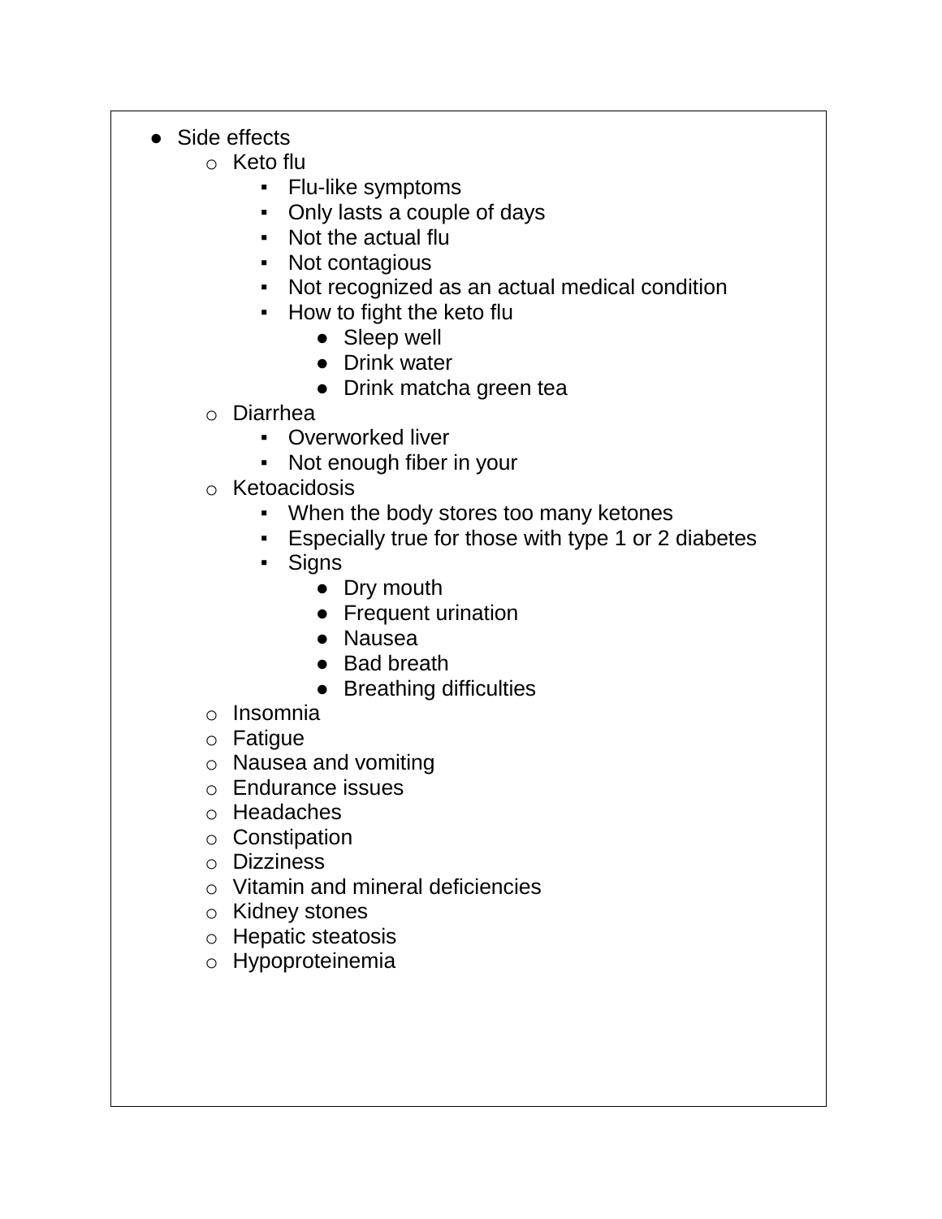- Side effects
  - Keto flu
    - Flu-like symptoms
    - Only lasts a couple of days
    - Not the actual flu
    - Not contagious
    - Not recognized as an actual medical condition
    - How to fight the keto flu
      - Sleep well
      - Drink water
      - Drink matcha green tea
  - Diarrhea
    - Overworked liver
    - Not enough fiber in your
  - Ketoacidosis
    - When the body stores too many ketones
    - Especially true for those with type 1 or 2 diabetes
    - Signs
      - Dry mouth
      - Frequent urination
      - Nausea
      - Bad breath
      - Breathing difficulties
  - Insomnia
  - Fatigue
  - Nausea and vomiting
  - Endurance issues
  - Headaches
  - Constipation
  - Dizziness
  - Vitamin and mineral deficiencies
  - Kidney stones
  - Hepatic steatosis
  - Hypoproteinemia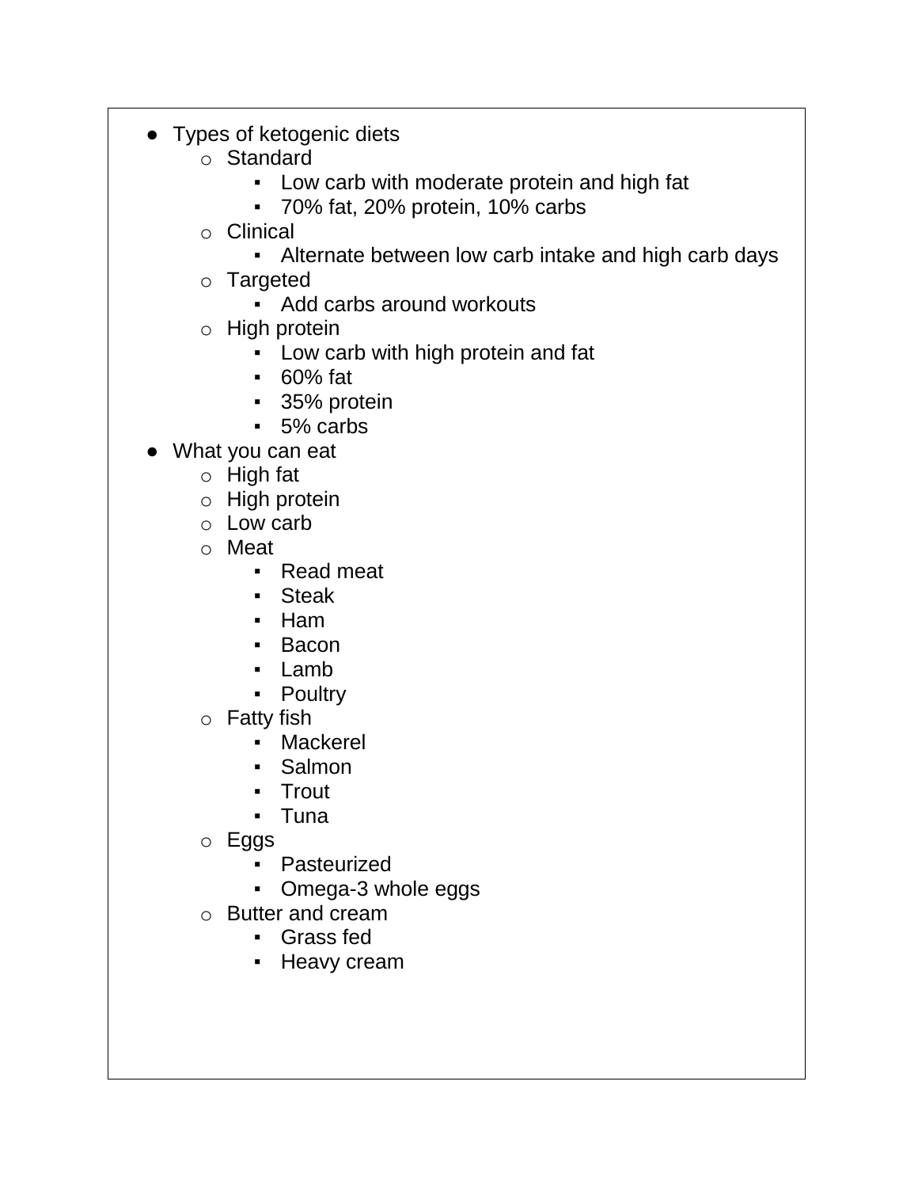- Types of ketogenic diets
  - Standard
    - Low carb with moderate protein and high fat
    - 70% fat, 20% protein, 10% carbs
  - Clinical
    - Alternate between low carb intake and high carb days
  - Targeted
    - Add carbs around workouts
  - High protein
    - Low carb with high protein and fat
    - 60% fat
    - 35% protein
    - 5% carbs
- What you can eat
  - High fat
  - High protein
  - Low carb
  - Meat
    - Read meat
    - Steak
    - Ham
    - Bacon
    - Lamb
    - Poultry
  - Fatty fish
    - Mackerel
    - Salmon
    - Trout
    - Tuna
  - Eggs
    - Pasteurized
    - Omega-3 whole eggs
  - Butter and cream
    - Grass fed
    - Heavy cream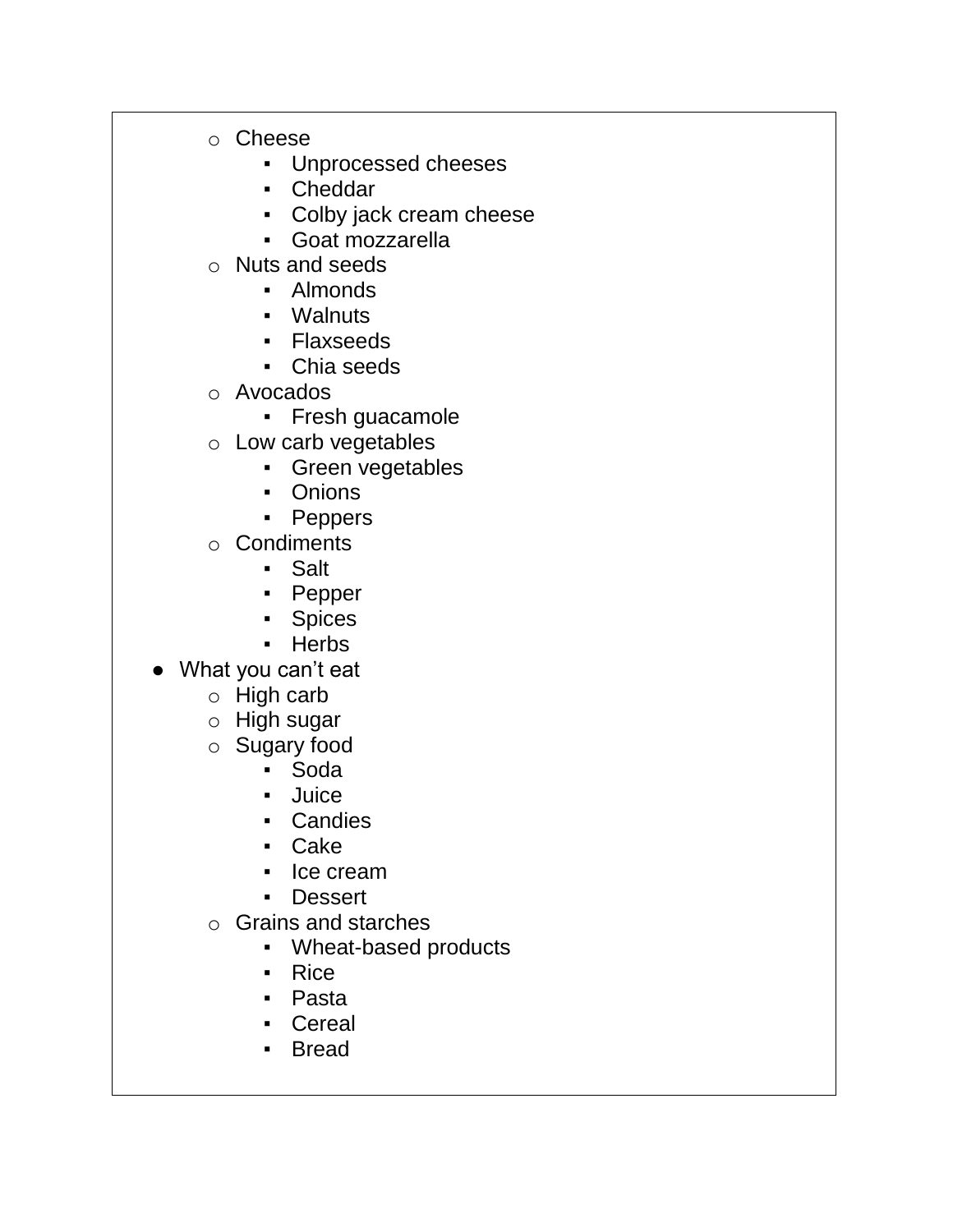- Cheese
  - Unprocessed cheeses
  - Cheddar
  - Colby jack cream cheese
  - Goat mozzarella
- Nuts and seeds
  - Almonds
  - Walnuts
  - Flaxseeds
  - Chia seeds
- Avocados
  - Fresh guacamole
- Low carb vegetables
  - Green vegetables
  - Onions
  - Peppers
- Condiments
  - Salt
  - Pepper
  - Spices
  - Herbs

- What you can't eat
  - High carb
  - High sugar
  - Sugary food
    - Soda
    - Juice
    - Candies
    - Cake
    - Ice cream
    - Dessert
  - Grains and starches
    - Wheat-based products
    - Rice
    - Pasta
    - Cereal
    - Bread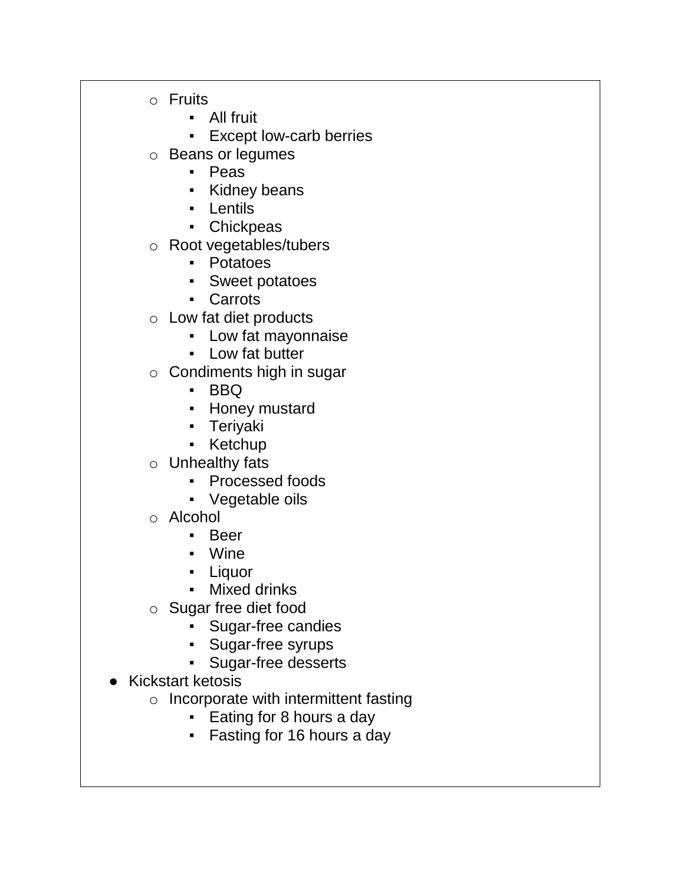- Fruits
  - All fruit
  - Except low-carb berries
- Beans or legumes
  - Peas
  - Kidney beans
  - Lentils
  - Chickpeas
- Root vegetables/tubers
  - Potatoes
  - Sweet potatoes
  - Carrots
- Low fat diet products
  - Low fat mayonnaise
  - Low fat butter
- Condiments high in sugar
  - BBQ
  - Honey mustard
  - Teriyaki
  - Ketchup
- Unhealthy fats
  - Processed foods
  - Vegetable oils
- Alcohol
  - Beer
  - Wine
  - Liquor
  - Mixed drinks
- Sugar free diet food
  - Sugar-free candies
  - Sugar-free syrups
  - Sugar-free desserts

- Kickstart ketosis
  - Incorporate with intermittent fasting
    - Eating for 8 hours a day
    - Fasting for 16 hours a day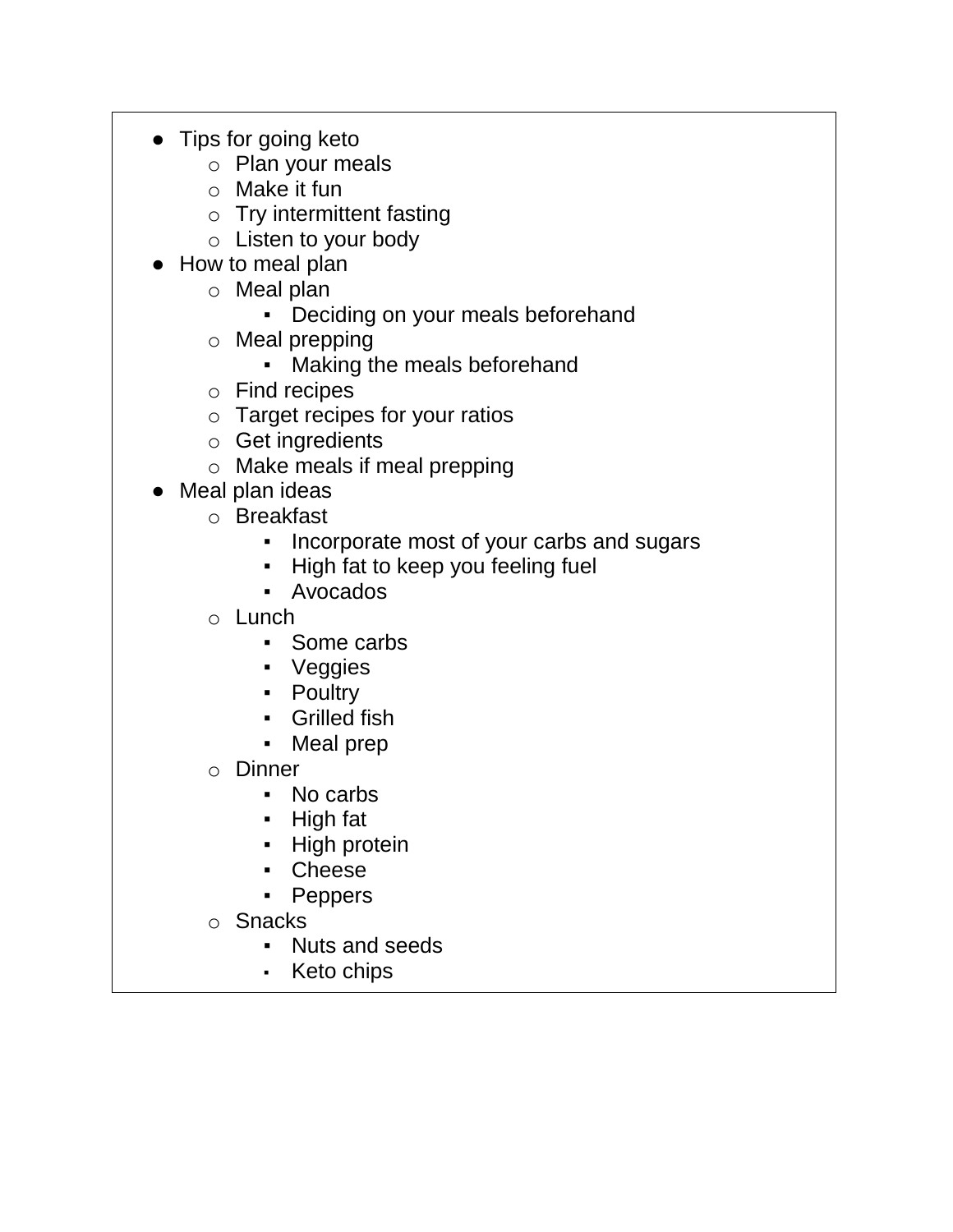- Tips for going keto
  - Plan your meals
  - Make it fun
  - Try intermittent fasting
  - Listen to your body
- How to meal plan
  - Meal plan
    - Deciding on your meals beforehand
  - Meal prepping
    - Making the meals beforehand
  - Find recipes
  - Target recipes for your ratios
  - Get ingredients
  - Make meals if meal prepping
- Meal plan ideas
  - Breakfast
    - Incorporate most of your carbs and sugars
    - High fat to keep you feeling fuel
    - Avocados
  - Lunch
    - Some carbs
    - Veggies
    - Poultry
    - Grilled fish
    - Meal prep
  - Dinner
    - No carbs
    - High fat
    - High protein
    - Cheese
    - Peppers
  - Snacks
    - Nuts and seeds
    - Keto chips